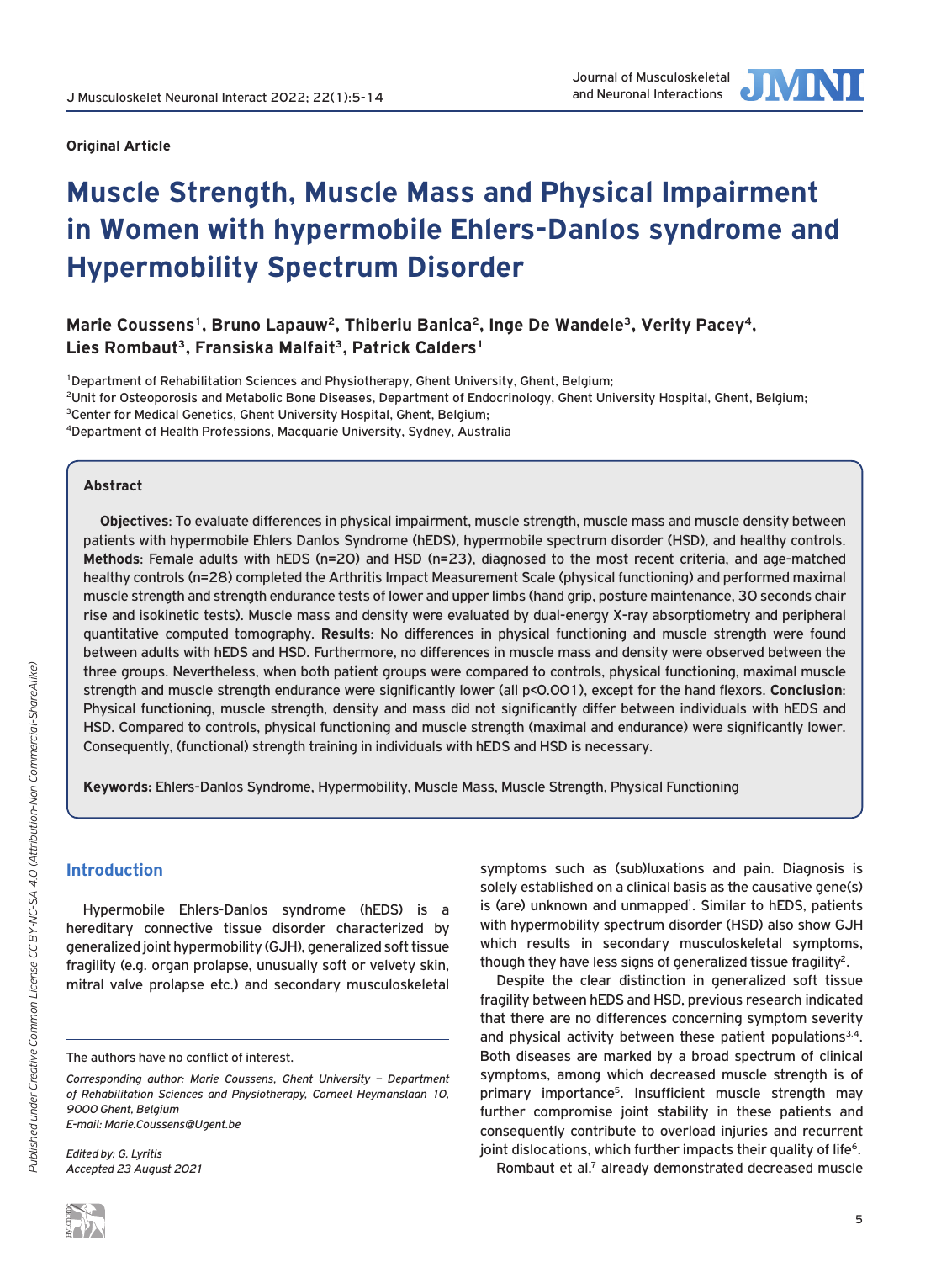**Original Article**

# Muscle Strength, Muscle Mass and Physical Impairment in Women with hypermobile Ehlers-Danlos syndrome and Hypermobility Spectrum Disorder

**Marie Coussens[1], Bruno Lapauw[2], Thiberiu Banica[2], Inge De Wandele[3], Verity Pacey[4], Lies Rombaut[3], Fransiska Malfait[3], Patrick Calders[1]**

[1]Department of Rehabilitation Sciences and Physiotherapy, Ghent University, Ghent, Belgium;
[2]Unit for Osteoporosis and Metabolic Bone Diseases, Department of Endocrinology, Ghent University Hospital, Ghent, Belgium;
[3]Center for Medical Genetics, Ghent University Hospital, Ghent, Belgium;
[4]Department of Health Professions, Macquarie University, Sydney, Australia

## Abstract

**Objectives**: To evaluate differences in physical impairment, muscle strength, muscle mass and muscle density between patients with hypermobile Ehlers Danlos Syndrome (hEDS), hypermobile spectrum disorder (HSD), and healthy controls. **Methods**: Female adults with hEDS (n=20) and HSD (n=23), diagnosed to the most recent criteria, and age-matched healthy controls (n=28) completed the Arthritis Impact Measurement Scale (physical functioning) and performed maximal muscle strength and strength endurance tests of lower and upper limbs (hand grip, posture maintenance, 30 seconds chair rise and isokinetic tests). Muscle mass and density were evaluated by dual-energy X-ray absorptiometry and peripheral quantitative computed tomography. **Results**: No differences in physical functioning and muscle strength were found between adults with hEDS and HSD. Furthermore, no differences in muscle mass and density were observed between the three groups. Nevertheless, when both patient groups were compared to controls, physical functioning, maximal muscle strength and muscle strength endurance were significantly lower (all $p<0.001$), except for the hand flexors. **Conclusion**: Physical functioning, muscle strength, density and mass did not significantly differ between individuals with hEDS and HSD. Compared to controls, physical functioning and muscle strength (maximal and endurance) were significantly lower. Consequently, (functional) strength training in individuals with hEDS and HSD is necessary.

**Keywords:** Ehlers-Danlos Syndrome, Hypermobility, Muscle Mass, Muscle Strength, Physical Functioning

## Introduction

Hypermobile Ehlers-Danlos syndrome (hEDS) is a hereditary connective tissue disorder characterized by generalized joint hypermobility (GJH), generalized soft tissue fragility (e.g. organ prolapse, unusually soft or velvety skin, mitral valve prolapse etc.) and secondary musculoskeletal symptoms such as (sub)luxations and pain. Diagnosis is solely established on a clinical basis as the causative gene(s) is (are) unknown and unmapped[1]. Similar to hEDS, patients with hypermobility spectrum disorder (HSD) also show GJH which results in secondary musculoskeletal symptoms, though they have less signs of generalized tissue fragility[2].

Despite the clear distinction in generalized soft tissue fragility between hEDS and HSD, previous research indicated that there are no differences concerning symptom severity and physical activity between these patient populations[3,4]. Both diseases are marked by a broad spectrum of clinical symptoms, among which decreased muscle strength is of primary importance[5]. Insufficient muscle strength may further compromise joint stability in these patients and consequently contribute to overload injuries and recurrent joint dislocations, which further impacts their quality of life[6].

Rombaut et al.[7] already demonstrated decreased muscle

The authors have no conflict of interest.

*Corresponding author: Marie Coussens, Ghent University – Department of Rehabilitation Sciences and Physiotherapy, Corneel Heymanslaan 10, 9000 Ghent, Belgium*
*E-mail: Marie.Coussens@Ugent.be*

*Edited by: G. Lyritis*
*Accepted 23 August 2021*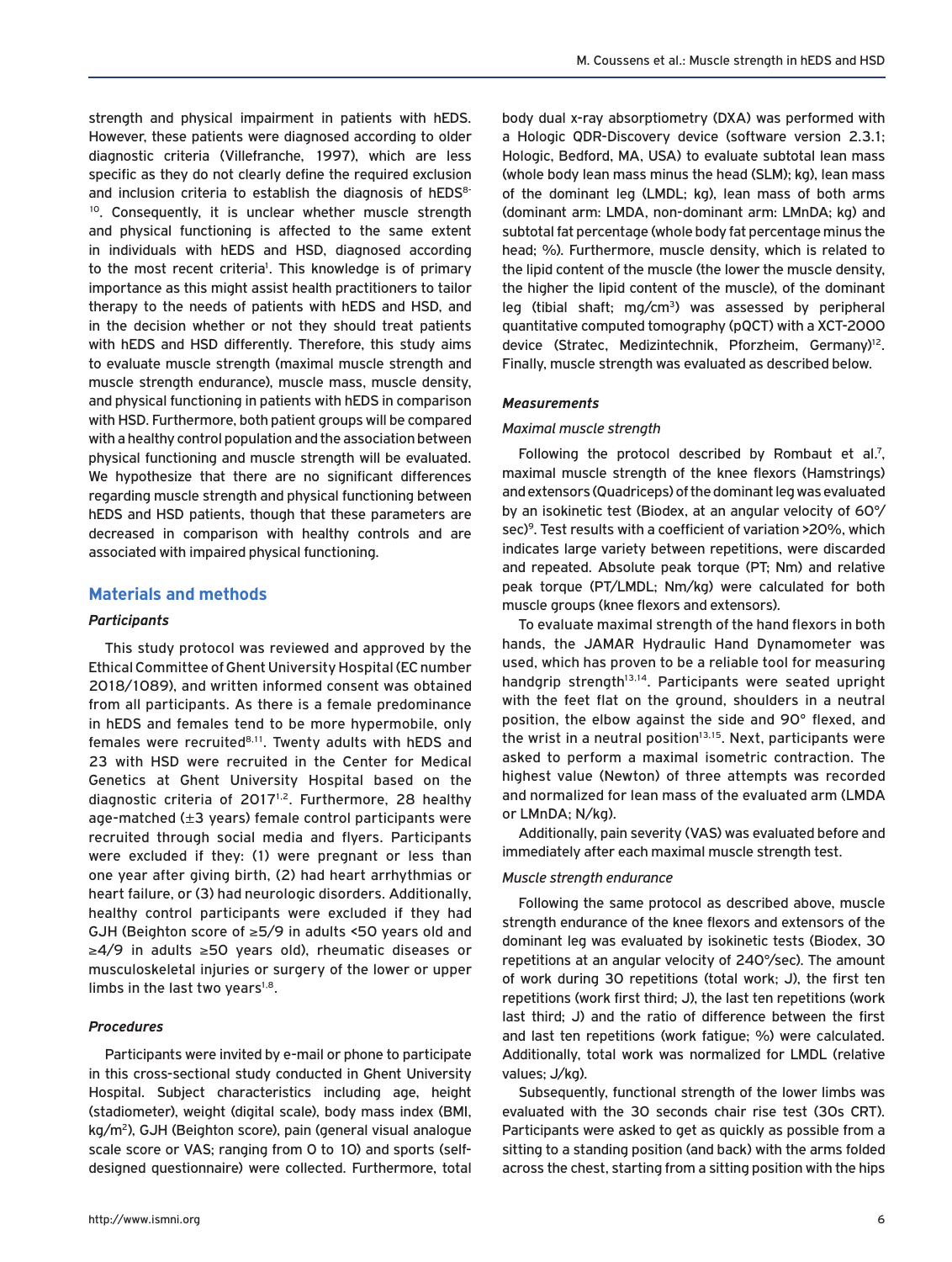strength and physical impairment in patients with hEDS. However, these patients were diagnosed according to older diagnostic criteria (Villefranche, 1997), which are less specific as they do not clearly define the required exclusion and inclusion criteria to establish the diagnosis of hEDS[8-10]. Consequently, it is unclear whether muscle strength and physical functioning is affected to the same extent in individuals with hEDS and HSD, diagnosed according to the most recent criteria[1]. This knowledge is of primary importance as this might assist health practitioners to tailor therapy to the needs of patients with hEDS and HSD, and in the decision whether or not they should treat patients with hEDS and HSD differently. Therefore, this study aims to evaluate muscle strength (maximal muscle strength and muscle strength endurance), muscle mass, muscle density, and physical functioning in patients with hEDS in comparison with HSD. Furthermore, both patient groups will be compared with a healthy control population and the association between physical functioning and muscle strength will be evaluated. We hypothesize that there are no significant differences regarding muscle strength and physical functioning between hEDS and HSD patients, though that these parameters are decreased in comparison with healthy controls and are associated with impaired physical functioning.

## Materials and methods

### *Participants*

This study protocol was reviewed and approved by the Ethical Committee of Ghent University Hospital (EC number 2018/1089), and written informed consent was obtained from all participants. As there is a female predominance in hEDS and females tend to be more hypermobile, only females were recruited[8,11]. Twenty adults with hEDS and 23 with HSD were recruited in the Center for Medical Genetics at Ghent University Hospital based on the diagnostic criteria of 2017[1,2]. Furthermore, 28 healthy age-matched (±3 years) female control participants were recruited through social media and flyers. Participants were excluded if they: (1) were pregnant or less than one year after giving birth, (2) had heart arrhythmias or heart failure, or (3) had neurologic disorders. Additionally, healthy control participants were excluded if they had GJH (Beighton score of ≥5/9 in adults <50 years old and ≥4/9 in adults ≥50 years old), rheumatic diseases or musculoskeletal injuries or surgery of the lower or upper limbs in the last two years[1,8].

### *Procedures*

Participants were invited by e-mail or phone to participate in this cross-sectional study conducted in Ghent University Hospital. Subject characteristics including age, height (stadiometer), weight (digital scale), body mass index (BMI, kg/m$^2$), GJH (Beighton score), pain (general visual analogue scale score or VAS; ranging from 0 to 10) and sports (self-designed questionnaire) were collected. Furthermore, total body dual x-ray absorptiometry (DXA) was performed with a Hologic QDR-Discovery device (software version 2.3.1; Hologic, Bedford, MA, USA) to evaluate subtotal lean mass (whole body lean mass minus the head (SLM); kg), lean mass of the dominant leg (LMDL; kg), lean mass of both arms (dominant arm: LMDA, non-dominant arm: LMnDA; kg) and subtotal fat percentage (whole body fat percentage minus the head; %). Furthermore, muscle density, which is related to the lipid content of the muscle (the lower the muscle density, the higher the lipid content of the muscle), of the dominant leg (tibial shaft; mg/cm$^3$) was assessed by peripheral quantitative computed tomography (pQCT) with a XCT-2000 device (Stratec, Medizintechnik, Pforzheim, Germany)[12]. Finally, muscle strength was evaluated as described below.

### *Measurements*

#### *Maximal muscle strength*

Following the protocol described by Rombaut et al.[7], maximal muscle strength of the knee flexors (Hamstrings) and extensors (Quadriceps) of the dominant leg was evaluated by an isokinetic test (Biodex, at an angular velocity of 60°/sec)[9]. Test results with a coefficient of variation >20%, which indicates large variety between repetitions, were discarded and repeated. Absolute peak torque (PT; Nm) and relative peak torque (PT/LMDL; Nm/kg) were calculated for both muscle groups (knee flexors and extensors).

To evaluate maximal strength of the hand flexors in both hands, the JAMAR Hydraulic Hand Dynamometer was used, which has proven to be a reliable tool for measuring handgrip strength[13,14]. Participants were seated upright with the feet flat on the ground, shoulders in a neutral position, the elbow against the side and 90° flexed, and the wrist in a neutral position[13,15]. Next, participants were asked to perform a maximal isometric contraction. The highest value (Newton) of three attempts was recorded and normalized for lean mass of the evaluated arm (LMDA or LMnDA; N/kg).

Additionally, pain severity (VAS) was evaluated before and immediately after each maximal muscle strength test.

#### *Muscle strength endurance*

Following the same protocol as described above, muscle strength endurance of the knee flexors and extensors of the dominant leg was evaluated by isokinetic tests (Biodex, 30 repetitions at an angular velocity of 240°/sec). The amount of work during 30 repetitions (total work; J), the first ten repetitions (work first third; J), the last ten repetitions (work last third; J) and the ratio of difference between the first and last ten repetitions (work fatigue; %) were calculated. Additionally, total work was normalized for LMDL (relative values; J/kg).

Subsequently, functional strength of the lower limbs was evaluated with the 30 seconds chair rise test (30s CRT). Participants were asked to get as quickly as possible from a sitting to a standing position (and back) with the arms folded across the chest, starting from a sitting position with the hips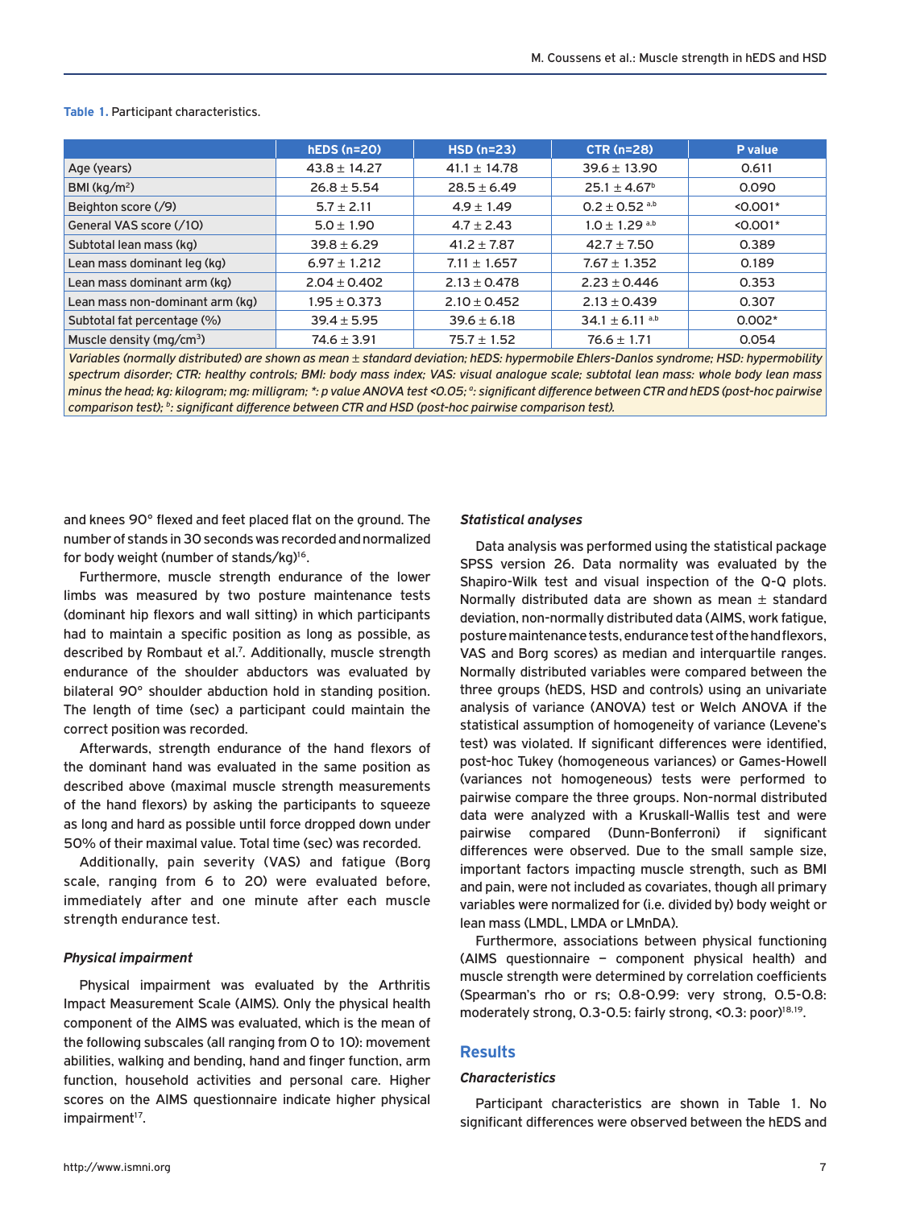**Table 1.** Participant characteristics.

| | hEDS (n=20) | HSD (n=23) | CTR (n=28) | P value |
|---|---|---|---|---|
| Age (years) | 43.8 ± 14.27 | 41.1 ± 14.78 | 39.6 ± 13.90 | 0.611 |
| BMI (kg/m²) | 26.8 ± 5.54 | 28.5 ± 6.49 | 25.1 ± 4.67[b] | 0.090 |
| Beighton score (/9) | 5.7 ± 2.11 | 4.9 ± 1.49 | 0.2 ± 0.52 [a,b] | <0.001* |
| General VAS score (/10) | 5.0 ± 1.90 | 4.7 ± 2.43 | 1.0 ± 1.29 [a,b] | <0.001* |
| Subtotal lean mass (kg) | 39.8 ± 6.29 | 41.2 ± 7.87 | 42.7 ± 7.50 | 0.389 |
| Lean mass dominant leg (kg) | 6.97 ± 1.212 | 7.11 ± 1.657 | 7.67 ± 1.352 | 0.189 |
| Lean mass dominant arm (kg) | 2.04 ± 0.402 | 2.13 ± 0.478 | 2.23 ± 0.446 | 0.353 |
| Lean mass non-dominant arm (kg) | 1.95 ± 0.373 | 2.10 ± 0.452 | 2.13 ± 0.439 | 0.307 |
| Subtotal fat percentage (%) | 39.4 ± 5.95 | 39.6 ± 6.18 | 34.1 ± 6.11 [a,b] | 0.002* |
| Muscle density (mg/cm³) | 74.6 ± 3.91 | 75.7 ± 1.52 | 76.6 ± 1.71 | 0.054 |

*Variables (normally distributed) are shown as mean ± standard deviation; hEDS: hypermobile Ehlers-Danlos syndrome; HSD: hypermobility spectrum disorder; CTR: healthy controls; BMI: body mass index; VAS: visual analogue scale; subtotal lean mass: whole body lean mass minus the head; kg: kilogram; mg: milligram; \*: p value ANOVA test <0.05; [a]: significant difference between CTR and hEDS (post-hoc pairwise comparison test); [b]: significant difference between CTR and HSD (post-hoc pairwise comparison test).*

and knees 90° flexed and feet placed flat on the ground. The number of stands in 30 seconds was recorded and normalized for body weight (number of stands/kg)[16].

Furthermore, muscle strength endurance of the lower limbs was measured by two posture maintenance tests (dominant hip flexors and wall sitting) in which participants had to maintain a specific position as long as possible, as described by Rombaut et al.[7]. Additionally, muscle strength endurance of the shoulder abductors was evaluated by bilateral 90° shoulder abduction hold in standing position. The length of time (sec) a participant could maintain the correct position was recorded.

Afterwards, strength endurance of the hand flexors of the dominant hand was evaluated in the same position as described above (maximal muscle strength measurements of the hand flexors) by asking the participants to squeeze as long and hard as possible until force dropped down under 50% of their maximal value. Total time (sec) was recorded.

Additionally, pain severity (VAS) and fatigue (Borg scale, ranging from 6 to 20) were evaluated before, immediately after and one minute after each muscle strength endurance test.

### *Physical impairment*

Physical impairment was evaluated by the Arthritis Impact Measurement Scale (AIMS). Only the physical health component of the AIMS was evaluated, which is the mean of the following subscales (all ranging from 0 to 10): movement abilities, walking and bending, hand and finger function, arm function, household activities and personal care. Higher scores on the AIMS questionnaire indicate higher physical impairment[17].

### *Statistical analyses*

Data analysis was performed using the statistical package SPSS version 26. Data normality was evaluated by the Shapiro-Wilk test and visual inspection of the Q-Q plots. Normally distributed data are shown as mean ± standard deviation, non-normally distributed data (AIMS, work fatigue, posture maintenance tests, endurance test of the hand flexors, VAS and Borg scores) as median and interquartile ranges. Normally distributed variables were compared between the three groups (hEDS, HSD and controls) using an univariate analysis of variance (ANOVA) test or Welch ANOVA if the statistical assumption of homogeneity of variance (Levene's test) was violated. If significant differences were identified, post-hoc Tukey (homogeneous variances) or Games-Howell (variances not homogeneous) tests were performed to pairwise compare the three groups. Non-normal distributed data were analyzed with a Kruskall-Wallis test and were pairwise compared (Dunn-Bonferroni) if significant differences were observed. Due to the small sample size, important factors impacting muscle strength, such as BMI and pain, were not included as covariates, though all primary variables were normalized for (i.e. divided by) body weight or lean mass (LMDL, LMDA or LMnDA).

Furthermore, associations between physical functioning (AIMS questionnaire – component physical health) and muscle strength were determined by correlation coefficients (Spearman's rho or rs; 0.8-0.99: very strong, 0.5-0.8: moderately strong, 0.3-0.5: fairly strong, <0.3: poor)[18,19].

## Results

### *Characteristics*

Participant characteristics are shown in Table 1. No significant differences were observed between the hEDS and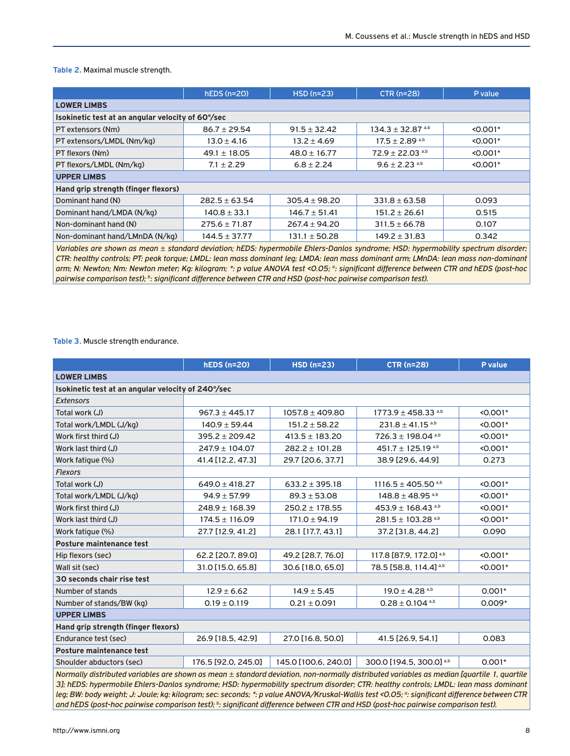**Table 2.** Maximal muscle strength.

| | hEDS (n=20) | HSD (n=23) | CTR (n=28) | P value |
|---|---|---|---|---|
| **LOWER LIMBS** | | | | |
| **Isokinetic test at an angular velocity of 60°/sec** | | | | |
| PT extensors (Nm) | 86.7 ± 29.54 | 91.5 ± 32.42 | 134.3 ± 32.87 [a,b] | <0.001* |
| PT extensors/LMDL (Nm/kg) | 13.0 ± 4.16 | 13.2 ± 4.69 | 17.5 ± 2.89 [a,b] | <0.001* |
| PT flexors (Nm) | 49.1 ± 18.05 | 48.0 ± 16.77 | 72.9 ± 22.03 [a,b] | <0.001* |
| PT flexors/LMDL (Nm/kg) | 7.1 ± 2.29 | 6.8 ± 2.24 | 9.6 ± 2.23 [a,b] | <0.001* |
| **UPPER LIMBS** | | | | |
| **Hand grip strength (finger flexors)** | | | | |
| Dominant hand (N) | 282.5 ± 63.54 | 305.4 ± 98.20 | 331.8 ± 63.58 | 0.093 |
| Dominant hand/LMDA (N/kg) | 140.8 ± 33.1 | 146.7 ± 51.41 | 151.2 ± 26.61 | 0.515 |
| Non-dominant hand (N) | 275.6 ± 71.87 | 267.4 ± 94.20 | 311.5 ± 66.78 | 0.107 |
| Non-dominant hand/LMnDA (N/kg) | 144.5 ± 37.77 | 131.1 ± 50.28 | 149.2 ± 31.83 | 0.342 |

*Variables are shown as mean ± standard deviation; hEDS: hypermobile Ehlers-Danlos syndrome; HSD: hypermobility spectrum disorder; CTR: healthy controls; PT: peak torque; LMDL: lean mass dominant leg; LMDA: lean mass dominant arm; LMnDA: lean mass non-dominant arm; N: Newton; Nm: Newton meter; Kg: kilogram; \*: p value ANOVA test <0.05; [a]: significant difference between CTR and hEDS (post-hoc pairwise comparison test); [b]: significant difference between CTR and HSD (post-hoc pairwise comparison test).*

**Table 3.** Muscle strength endurance.

| | hEDS (n=20) | HSD (n=23) | CTR (n=28) | P value |
|---|---|---|---|---|
| **LOWER LIMBS** | | | | |
| **Isokinetic test at an angular velocity of 240°/sec** | | | | |
| *Extensors* | | | | |
| Total work (J) | 967.3 ± 445.17 | 1057.8 ± 409.80 | 1773.9 ± 458.33 [a,b] | <0.001* |
| Total work/LMDL (J/kg) | 140.9 ± 59.44 | 151.2 ± 58.22 | 231.8 ± 41.15 [a,b] | <0.001* |
| Work first third (J) | 395.2 ± 209.42 | 413.5 ± 183.20 | 726.3 ± 198.04 [a,b] | <0.001* |
| Work last third (J) | 247.9 ± 104.07 | 282.2 ± 101.28 | 451.7 ± 125.19 [a,b] | <0.001* |
| Work fatigue (%) | 41.4 [12.2, 47.3] | 29.7 [20.6, 37.7] | 38.9 [29.6, 44.9] | 0.273 |
| *Flexors* | | | | |
| Total work (J) | 649.0 ± 418.27 | 633.2 ± 395.18 | 1116.5 ± 405.50 [a,b] | <0.001* |
| Total work/LMDL (J/kg) | 94.9 ± 57.99 | 89.3 ± 53.08 | 148.8 ± 48.95 [a,b] | <0.001* |
| Work first third (J) | 248.9 ± 168.39 | 250.2 ± 178.55 | 453.9 ± 168.43 [a,b] | <0.001* |
| Work last third (J) | 174.5 ± 116.09 | 171.0 ± 94.19 | 281.5 ± 103.28 [a,b] | <0.001* |
| Work fatigue (%) | 27.7 [12.9, 41.2] | 28.1 [17.7, 43.1] | 37.2 [31.8, 44.2] | 0.090 |
| **Posture maintenance test** | | | | |
| Hip flexors (sec) | 62.2 [20.7, 89.0] | 49.2 [28.7, 76.0] | 117.8 [87.9, 172.0] [a,b] | <0.001* |
| Wall sit (sec) | 31.0 [15.0, 65.8] | 30.6 [18.0, 65.0] | 78.5 [58.8, 114.4] [a,b] | <0.001* |
| **30 seconds chair rise test** | | | | |
| Number of stands | 12.9 ± 6.62 | 14.9 ± 5.45 | 19.0 ± 4.28 [a,b] | 0.001* |
| Number of stands/BW (kg) | 0.19 ± 0.119 | 0.21 ± 0.091 | 0.28 ± 0.104 [a,b] | 0.009* |
| **UPPER LIMBS** | | | | |
| **Hand grip strength (finger flexors)** | | | | |
| Endurance test (sec) | 26.9 [18.5, 42.9] | 27.0 [16.8, 50.0] | 41.5 [26.9, 54.1] | 0.083 |
| **Posture maintenance test** | | | | |
| Shoulder abductors (sec) | 176.5 [92.0, 245.0] | 145.0 [100.6, 240.0] | 300.0 [194.5, 300.0] [a,b] | 0.001* |

*Normally distributed variables are shown as mean ± standard deviation, non-normally distributed variables as median [quartile 1, quartile 3]; hEDS: hypermobile Ehlers-Danlos syndrome; HSD: hypermobility spectrum disorder; CTR: healthy controls; LMDL: lean mass dominant leg; BW: body weight; J: Joule; kg: kilogram; sec: seconds; \*: p value ANOVA/Kruskal-Wallis test <0.05; [a]: significant difference between CTR and hEDS (post-hoc pairwise comparison test); [b]: significant difference between CTR and HSD (post-hoc pairwise comparison test).*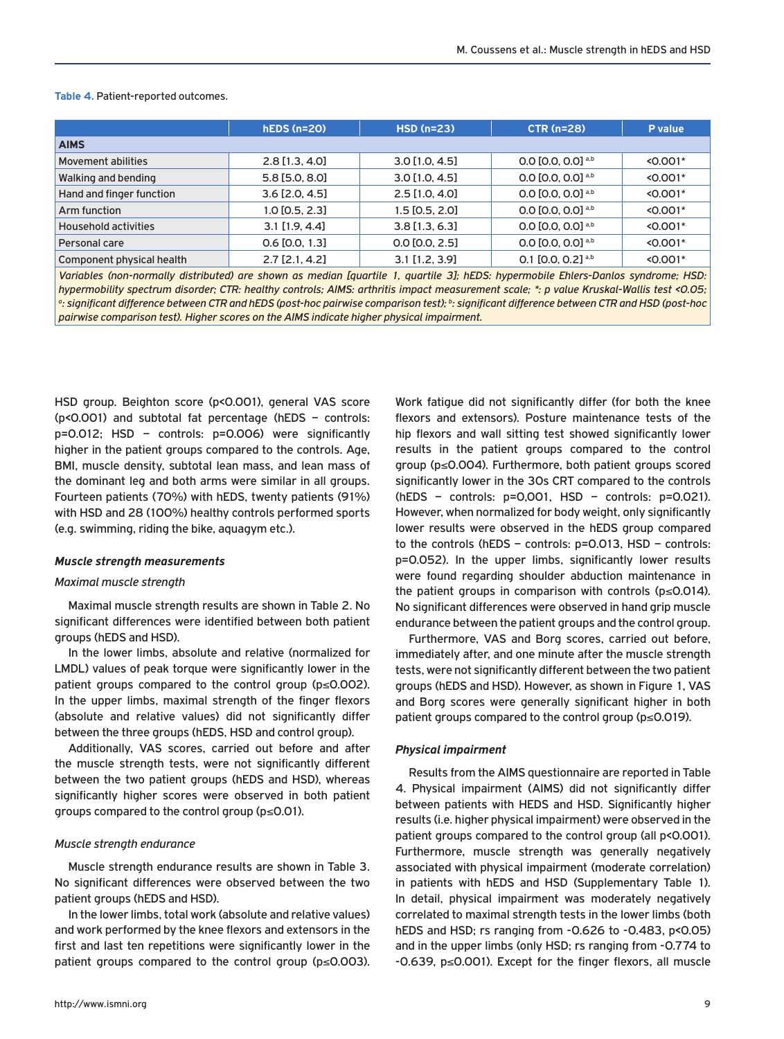**Table 4.** Patient-reported outcomes.

| | hEDS (n=20) | HSD (n=23) | CTR (n=28) | P value |
|---|---|---|---|---|
| **AIMS** | | | | |
| Movement abilities | 2.8 [1.3, 4.0] | 3.0 [1.0, 4.5] | 0.0 [0.0, 0.0] $^{a,b}$ | <0.001* |
| Walking and bending | 5.8 [5.0, 8.0] | 3.0 [1.0, 4.5] | 0.0 [0.0, 0.0] $^{a,b}$ | <0.001* |
| Hand and finger function | 3.6 [2.0, 4.5] | 2.5 [1.0, 4.0] | 0.0 [0.0, 0.0] $^{a,b}$ | <0.001* |
| Arm function | 1.0 [0.5, 2.3] | 1.5 [0.5, 2.0] | 0.0 [0.0, 0.0] $^{a,b}$ | <0.001* |
| Household activities | 3.1 [1.9, 4.4] | 3.8 [1.3, 6.3] | 0.0 [0.0, 0.0] $^{a,b}$ | <0.001* |
| Personal care | 0.6 [0.0, 1.3] | 0.0 [0.0, 2.5] | 0.0 [0.0, 0.0] $^{a,b}$ | <0.001* |
| Component physical health | 2.7 [2.1, 4.2] | 3.1 [1.2, 3.9] | 0.1 [0.0, 0.2] $^{a,b}$ | <0.001* |

*Variables (non-normally distributed) are shown as median [quartile 1, quartile 3]; hEDS: hypermobile Ehlers-Danlos syndrome; HSD: hypermobility spectrum disorder; CTR: healthy controls; AIMS: arthritis impact measurement scale; \*: p value Kruskal-Wallis test <0.05; $^{a}$: significant difference between CTR and hEDS (post-hoc pairwise comparison test); $^{b}$: significant difference between CTR and HSD (post-hoc pairwise comparison test). Higher scores on the AIMS indicate higher physical impairment.*

HSD group. Beighton score (p<0.001), general VAS score (p<0.001) and subtotal fat percentage (hEDS – controls: p=0.012; HSD – controls: p=0.006) were significantly higher in the patient groups compared to the controls. Age, BMI, muscle density, subtotal lean mass, and lean mass of the dominant leg and both arms were similar in all groups. Fourteen patients (70%) with hEDS, twenty patients (91%) with HSD and 28 (100%) healthy controls performed sports (e.g. swimming, riding the bike, aquagym etc.).

### *Muscle strength measurements*

#### *Maximal muscle strength*

Maximal muscle strength results are shown in Table 2. No significant differences were identified between both patient groups (hEDS and HSD).

In the lower limbs, absolute and relative (normalized for LMDL) values of peak torque were significantly lower in the patient groups compared to the control group (p≤0.002). In the upper limbs, maximal strength of the finger flexors (absolute and relative values) did not significantly differ between the three groups (hEDS, HSD and control group).

Additionally, VAS scores, carried out before and after the muscle strength tests, were not significantly different between the two patient groups (hEDS and HSD), whereas significantly higher scores were observed in both patient groups compared to the control group (p≤0.01).

#### *Muscle strength endurance*

Muscle strength endurance results are shown in Table 3. No significant differences were observed between the two patient groups (hEDS and HSD).

In the lower limbs, total work (absolute and relative values) and work performed by the knee flexors and extensors in the first and last ten repetitions were significantly lower in the patient groups compared to the control group (p≤0.003). Work fatigue did not significantly differ (for both the knee flexors and extensors). Posture maintenance tests of the hip flexors and wall sitting test showed significantly lower results in the patient groups compared to the control group (p≤0.004). Furthermore, both patient groups scored significantly lower in the 30s CRT compared to the controls (hEDS – controls: p=0,001, HSD – controls: p=0.021). However, when normalized for body weight, only significantly lower results were observed in the hEDS group compared to the controls (hEDS – controls: p=0.013, HSD – controls: p=0.052). In the upper limbs, significantly lower results were found regarding shoulder abduction maintenance in the patient groups in comparison with controls (p≤0.014). No significant differences were observed in hand grip muscle endurance between the patient groups and the control group.

Furthermore, VAS and Borg scores, carried out before, immediately after, and one minute after the muscle strength tests, were not significantly different between the two patient groups (hEDS and HSD). However, as shown in Figure 1, VAS and Borg scores were generally significant higher in both patient groups compared to the control group (p≤0.019).

### *Physical impairment*

Results from the AIMS questionnaire are reported in Table 4. Physical impairment (AIMS) did not significantly differ between patients with HEDS and HSD. Significantly higher results (i.e. higher physical impairment) were observed in the patient groups compared to the control group (all p<0.001). Furthermore, muscle strength was generally negatively associated with physical impairment (moderate correlation) in patients with hEDS and HSD (Supplementary Table 1). In detail, physical impairment was moderately negatively correlated to maximal strength tests in the lower limbs (both hEDS and HSD; rs ranging from -0.626 to -0.483, p<0.05) and in the upper limbs (only HSD; rs ranging from -0.774 to -0.639, p≤0.001). Except for the finger flexors, all muscle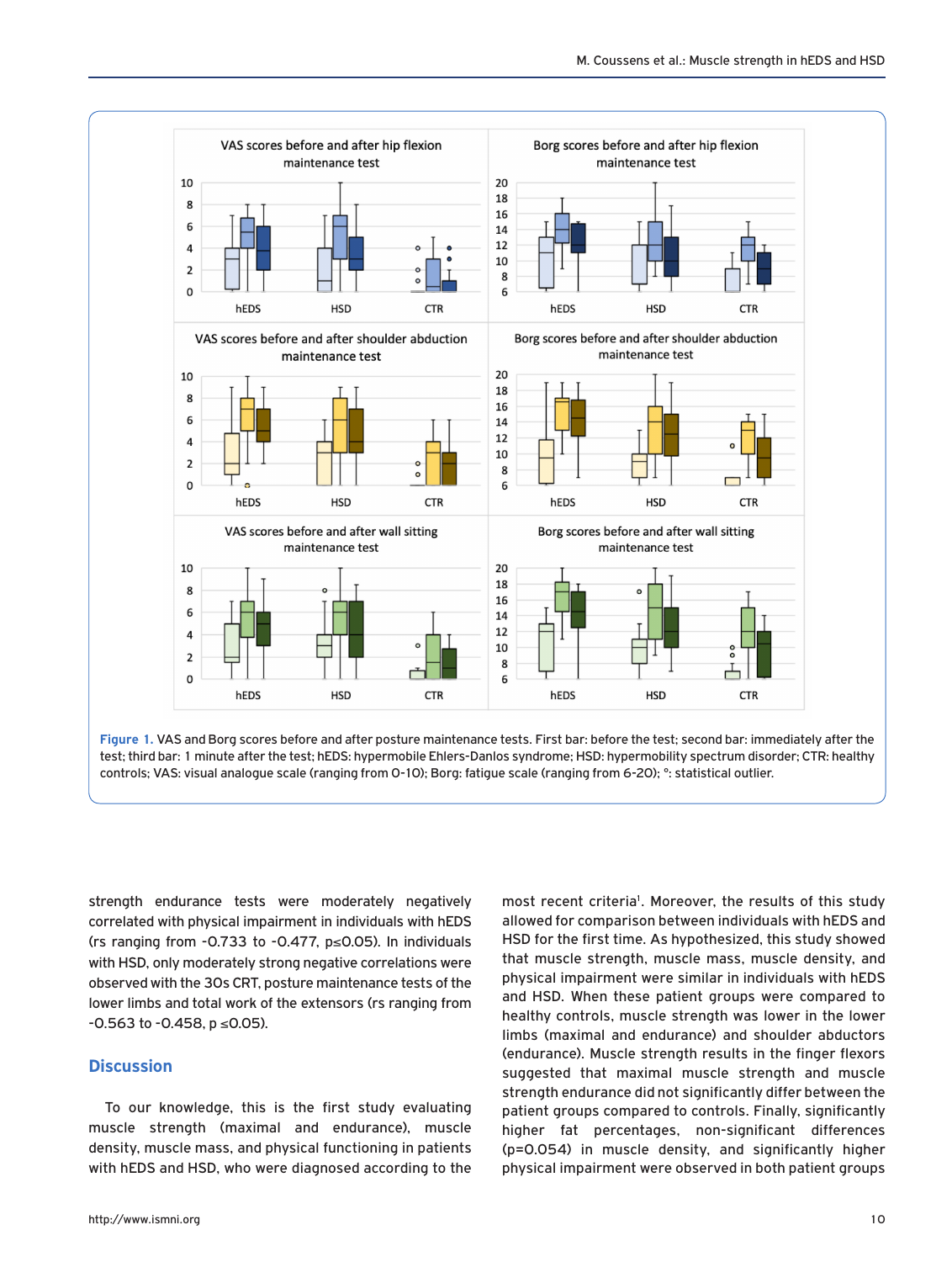Figure 1. VAS and Borg scores before and after posture maintenance tests. First bar: before the test; second bar: immediately after the test; third bar: 1 minute after the test; hEDS: hypermobile Ehlers-Danlos syndrome; HSD: hypermobility spectrum disorder; CTR: healthy controls; VAS: visual analogue scale (ranging from 0-10); Borg: fatigue scale (ranging from 6-20); °: statistical outlier.

strength endurance tests were moderately negatively correlated with physical impairment in individuals with hEDS (rs ranging from -0.733 to -0.477, p≤0.05). In individuals with HSD, only moderately strong negative correlations were observed with the 30s CRT, posture maintenance tests of the lower limbs and total work of the extensors (rs ranging from -0.563 to -0.458, p ≤0.05).

## Discussion

To our knowledge, this is the first study evaluating muscle strength (maximal and endurance), muscle density, muscle mass, and physical functioning in patients with hEDS and HSD, who were diagnosed according to the most recent criteria[1]. Moreover, the results of this study allowed for comparison between individuals with hEDS and HSD for the first time. As hypothesized, this study showed that muscle strength, muscle mass, muscle density, and physical impairment were similar in individuals with hEDS and HSD. When these patient groups were compared to healthy controls, muscle strength was lower in the lower limbs (maximal and endurance) and shoulder abductors (endurance). Muscle strength results in the finger flexors suggested that maximal muscle strength and muscle strength endurance did not significantly differ between the patient groups compared to controls. Finally, significantly higher fat percentages, non-significant differences (p=0.054) in muscle density, and significantly higher physical impairment were observed in both patient groups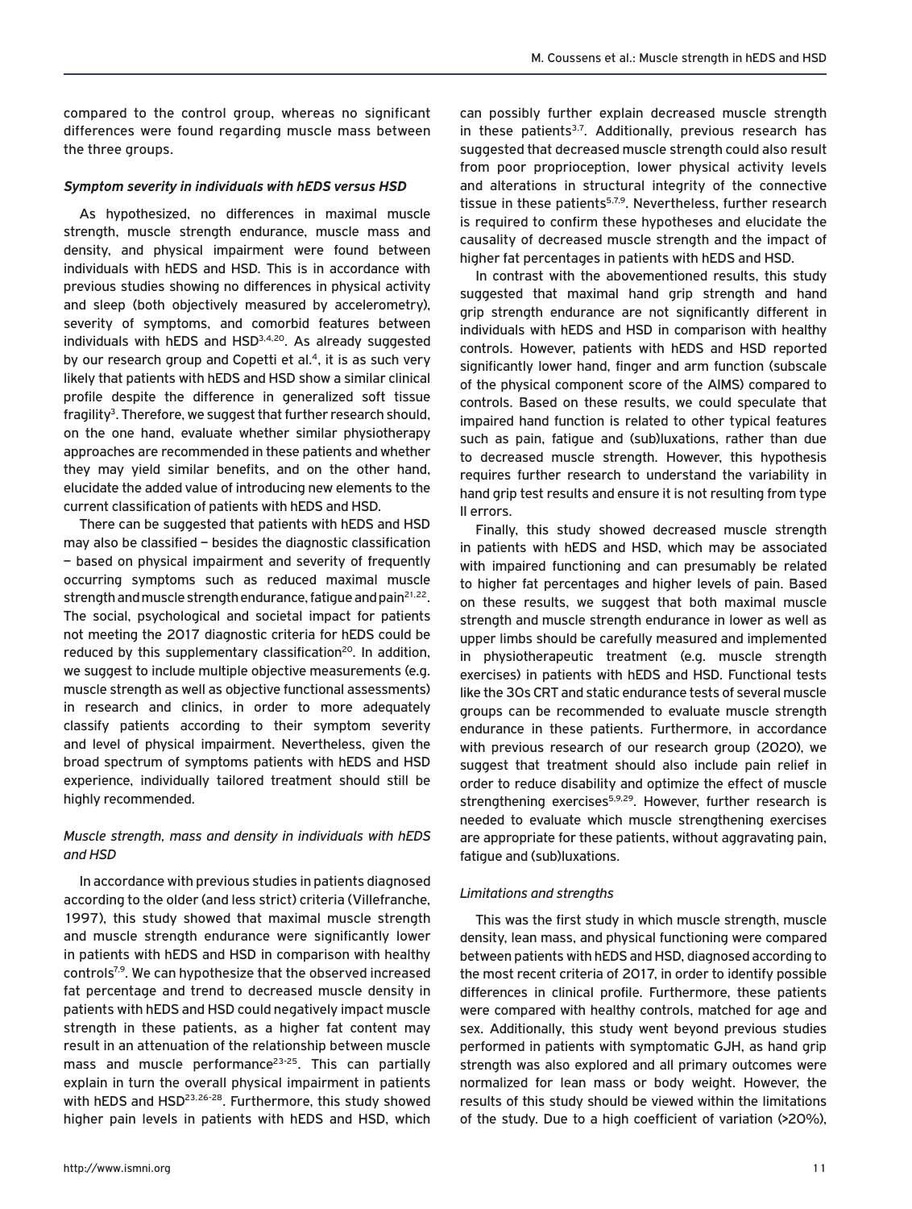compared to the control group, whereas no significant differences were found regarding muscle mass between the three groups.

### *Symptom severity in individuals with hEDS versus HSD*

As hypothesized, no differences in maximal muscle strength, muscle strength endurance, muscle mass and density, and physical impairment were found between individuals with hEDS and HSD. This is in accordance with previous studies showing no differences in physical activity and sleep (both objectively measured by accelerometry), severity of symptoms, and comorbid features between individuals with hEDS and HSD[3,4,20]. As already suggested by our research group and Copetti et al.[4], it is as such very likely that patients with hEDS and HSD show a similar clinical profile despite the difference in generalized soft tissue fragility[3]. Therefore, we suggest that further research should, on the one hand, evaluate whether similar physiotherapy approaches are recommended in these patients and whether they may yield similar benefits, and on the other hand, elucidate the added value of introducing new elements to the current classification of patients with hEDS and HSD.

There can be suggested that patients with hEDS and HSD may also be classified – besides the diagnostic classification – based on physical impairment and severity of frequently occurring symptoms such as reduced maximal muscle strength and muscle strength endurance, fatigue and pain[21,22]. The social, psychological and societal impact for patients not meeting the 2017 diagnostic criteria for hEDS could be reduced by this supplementary classification[20]. In addition, we suggest to include multiple objective measurements (e.g. muscle strength as well as objective functional assessments) in research and clinics, in order to more adequately classify patients according to their symptom severity and level of physical impairment. Nevertheless, given the broad spectrum of symptoms patients with hEDS and HSD experience, individually tailored treatment should still be highly recommended.

### *Muscle strength, mass and density in individuals with hEDS and HSD*

In accordance with previous studies in patients diagnosed according to the older (and less strict) criteria (Villefranche, 1997), this study showed that maximal muscle strength and muscle strength endurance were significantly lower in patients with hEDS and HSD in comparison with healthy controls[7,9]. We can hypothesize that the observed increased fat percentage and trend to decreased muscle density in patients with hEDS and HSD could negatively impact muscle strength in these patients, as a higher fat content may result in an attenuation of the relationship between muscle mass and muscle performance[23-25]. This can partially explain in turn the overall physical impairment in patients with hEDS and HSD[23,26-28]. Furthermore, this study showed higher pain levels in patients with hEDS and HSD, which can possibly further explain decreased muscle strength in these patients[3,7]. Additionally, previous research has suggested that decreased muscle strength could also result from poor proprioception, lower physical activity levels and alterations in structural integrity of the connective tissue in these patients[5,7,9]. Nevertheless, further research is required to confirm these hypotheses and elucidate the causality of decreased muscle strength and the impact of higher fat percentages in patients with hEDS and HSD.

In contrast with the abovementioned results, this study suggested that maximal hand grip strength and hand grip strength endurance are not significantly different in individuals with hEDS and HSD in comparison with healthy controls. However, patients with hEDS and HSD reported significantly lower hand, finger and arm function (subscale of the physical component score of the AIMS) compared to controls. Based on these results, we could speculate that impaired hand function is related to other typical features such as pain, fatigue and (sub)luxations, rather than due to decreased muscle strength. However, this hypothesis requires further research to understand the variability in hand grip test results and ensure it is not resulting from type II errors.

Finally, this study showed decreased muscle strength in patients with hEDS and HSD, which may be associated with impaired functioning and can presumably be related to higher fat percentages and higher levels of pain. Based on these results, we suggest that both maximal muscle strength and muscle strength endurance in lower as well as upper limbs should be carefully measured and implemented in physiotherapeutic treatment (e.g. muscle strength exercises) in patients with hEDS and HSD. Functional tests like the 30s CRT and static endurance tests of several muscle groups can be recommended to evaluate muscle strength endurance in these patients. Furthermore, in accordance with previous research of our research group (2020), we suggest that treatment should also include pain relief in order to reduce disability and optimize the effect of muscle strengthening exercises[5,9,29]. However, further research is needed to evaluate which muscle strengthening exercises are appropriate for these patients, without aggravating pain, fatigue and (sub)luxations.

### *Limitations and strengths*

This was the first study in which muscle strength, muscle density, lean mass, and physical functioning were compared between patients with hEDS and HSD, diagnosed according to the most recent criteria of 2017, in order to identify possible differences in clinical profile. Furthermore, these patients were compared with healthy controls, matched for age and sex. Additionally, this study went beyond previous studies performed in patients with symptomatic GJH, as hand grip strength was also explored and all primary outcomes were normalized for lean mass or body weight. However, the results of this study should be viewed within the limitations of the study. Due to a high coefficient of variation (>20%),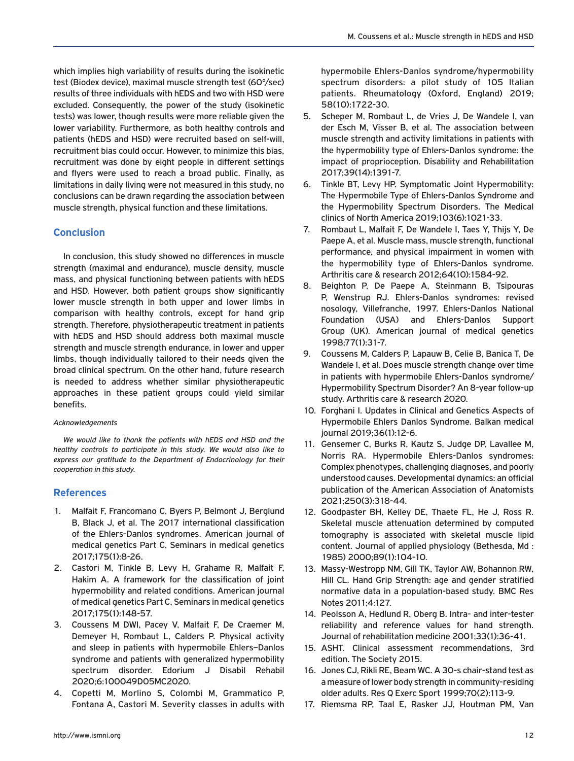which implies high variability of results during the isokinetic test (Biodex device), maximal muscle strength test (60°/sec) results of three individuals with hEDS and two with HSD were excluded. Consequently, the power of the study (isokinetic tests) was lower, though results were more reliable given the lower variability. Furthermore, as both healthy controls and patients (hEDS and HSD) were recruited based on self-will, recruitment bias could occur. However, to minimize this bias, recruitment was done by eight people in different settings and flyers were used to reach a broad public. Finally, as limitations in daily living were not measured in this study, no conclusions can be drawn regarding the association between muscle strength, physical function and these limitations.

## Conclusion

In conclusion, this study showed no differences in muscle strength (maximal and endurance), muscle density, muscle mass, and physical functioning between patients with hEDS and HSD. However, both patient groups show significantly lower muscle strength in both upper and lower limbs in comparison with healthy controls, except for hand grip strength. Therefore, physiotherapeutic treatment in patients with hEDS and HSD should address both maximal muscle strength and muscle strength endurance, in lower and upper limbs, though individually tailored to their needs given the broad clinical spectrum. On the other hand, future research is needed to address whether similar physiotherapeutic approaches in these patient groups could yield similar benefits.

*Acknowledgements*

*We would like to thank the patients with hEDS and HSD and the healthy controls to participate in this study. We would also like to express our gratitude to the Department of Endocrinology for their cooperation in this study.*

## References

1. Malfait F, Francomano C, Byers P, Belmont J, Berglund B, Black J, et al. The 2017 international classification of the Ehlers-Danlos syndromes. American journal of medical genetics Part C, Seminars in medical genetics 2017;175(1):8-26.
2. Castori M, Tinkle B, Levy H, Grahame R, Malfait F, Hakim A. A framework for the classification of joint hypermobility and related conditions. American journal of medical genetics Part C, Seminars in medical genetics 2017;175(1):148-57.
3. Coussens M DWI, Pacey V, Malfait F, De Craemer M, Demeyer H, Rombaut L, Calders P. Physical activity and sleep in patients with hypermobile Ehlers–Danlos syndrome and patients with generalized hypermobility spectrum disorder. Edorium J Disabil Rehabil 2020;6:100049D05MC2020.
4. Copetti M, Morlino S, Colombi M, Grammatico P, Fontana A, Castori M. Severity classes in adults with hypermobile Ehlers-Danlos syndrome/hypermobility spectrum disorders: a pilot study of 105 Italian patients. Rheumatology (Oxford, England) 2019;58(10):1722-30.
5. Scheper M, Rombaut L, de Vries J, De Wandele I, van der Esch M, Visser B, et al. The association between muscle strength and activity limitations in patients with the hypermobility type of Ehlers-Danlos syndrome: the impact of proprioception. Disability and Rehabilitation 2017;39(14):1391-7.
6. Tinkle BT, Levy HP. Symptomatic Joint Hypermobility: The Hypermobile Type of Ehlers-Danlos Syndrome and the Hypermobility Spectrum Disorders. The Medical clinics of North America 2019;103(6):1021-33.
7. Rombaut L, Malfait F, De Wandele I, Taes Y, Thijs Y, De Paepe A, et al. Muscle mass, muscle strength, functional performance, and physical impairment in women with the hypermobility type of Ehlers-Danlos syndrome. Arthritis care & research 2012;64(10):1584-92.
8. Beighton P, De Paepe A, Steinmann B, Tsipouras P, Wenstrup RJ. Ehlers-Danlos syndromes: revised nosology, Villefranche, 1997. Ehlers-Danlos National Foundation (USA) and Ehlers-Danlos Support Group (UK). American journal of medical genetics 1998;77(1):31-7.
9. Coussens M, Calders P, Lapauw B, Celie B, Banica T, De Wandele I, et al. Does muscle strength change over time in patients with hypermobile Ehlers-Danlos syndrome/Hypermobility Spectrum Disorder? An 8-year follow-up study. Arthritis care & research 2020.
10. Forghani I. Updates in Clinical and Genetics Aspects of Hypermobile Ehlers Danlos Syndrome. Balkan medical journal 2019;36(1):12-6.
11. Gensemer C, Burks R, Kautz S, Judge DP, Lavallee M, Norris RA. Hypermobile Ehlers-Danlos syndromes: Complex phenotypes, challenging diagnoses, and poorly understood causes. Developmental dynamics: an official publication of the American Association of Anatomists 2021;250(3):318-44.
12. Goodpaster BH, Kelley DE, Thaete FL, He J, Ross R. Skeletal muscle attenuation determined by computed tomography is associated with skeletal muscle lipid content. Journal of applied physiology (Bethesda, Md : 1985) 2000;89(1):104-10.
13. Massy-Westropp NM, Gill TK, Taylor AW, Bohannon RW, Hill CL. Hand Grip Strength: age and gender stratified normative data in a population-based study. BMC Res Notes 2011;4:127.
14. Peolsson A, Hedlund R, Oberg B. Intra- and inter-tester reliability and reference values for hand strength. Journal of rehabilitation medicine 2001;33(1):36-41.
15. ASHT. Clinical assessment recommendations, 3rd edition. The Society 2015.
16. Jones CJ, Rikli RE, Beam WC. A 30-s chair-stand test as a measure of lower body strength in community-residing older adults. Res Q Exerc Sport 1999;70(2):113-9.
17. Riemsma RP, Taal E, Rasker JJ, Houtman PM, Van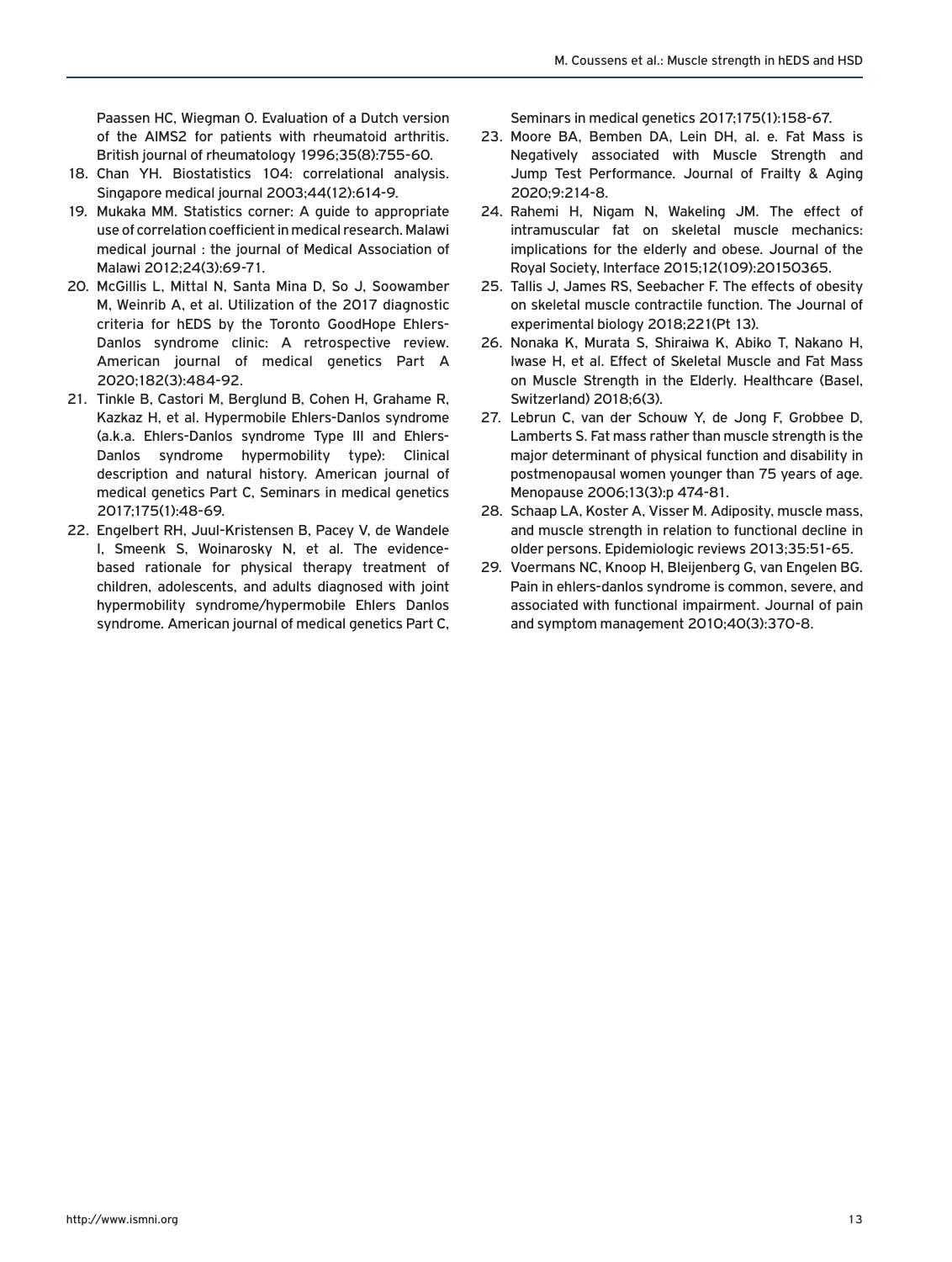Paassen HC, Wiegman O. Evaluation of a Dutch version of the AIMS2 for patients with rheumatoid arthritis. British journal of rheumatology 1996;35(8):755-60.

18. Chan YH. Biostatistics 104: correlational analysis. Singapore medical journal 2003;44(12):614-9.
19. Mukaka MM. Statistics corner: A guide to appropriate use of correlation coefficient in medical research. Malawi medical journal : the journal of Medical Association of Malawi 2012;24(3):69-71.
20. McGillis L, Mittal N, Santa Mina D, So J, Soowamber M, Weinrib A, et al. Utilization of the 2017 diagnostic criteria for hEDS by the Toronto GoodHope Ehlers-Danlos syndrome clinic: A retrospective review. American journal of medical genetics Part A 2020;182(3):484-92.
21. Tinkle B, Castori M, Berglund B, Cohen H, Grahame R, Kazkaz H, et al. Hypermobile Ehlers-Danlos syndrome (a.k.a. Ehlers-Danlos syndrome Type III and Ehlers-Danlos syndrome hypermobility type): Clinical description and natural history. American journal of medical genetics Part C, Seminars in medical genetics 2017;175(1):48-69.
22. Engelbert RH, Juul-Kristensen B, Pacey V, de Wandele I, Smeenk S, Woinarosky N, et al. The evidence-based rationale for physical therapy treatment of children, adolescents, and adults diagnosed with joint hypermobility syndrome/hypermobile Ehlers Danlos syndrome. American journal of medical genetics Part C, Seminars in medical genetics 2017;175(1):158-67.
23. Moore BA, Bemben DA, Lein DH, al. e. Fat Mass is Negatively associated with Muscle Strength and Jump Test Performance. Journal of Frailty & Aging 2020;9:214-8.
24. Rahemi H, Nigam N, Wakeling JM. The effect of intramuscular fat on skeletal muscle mechanics: implications for the elderly and obese. Journal of the Royal Society, Interface 2015;12(109):20150365.
25. Tallis J, James RS, Seebacher F. The effects of obesity on skeletal muscle contractile function. The Journal of experimental biology 2018;221(Pt 13).
26. Nonaka K, Murata S, Shiraiwa K, Abiko T, Nakano H, Iwase H, et al. Effect of Skeletal Muscle and Fat Mass on Muscle Strength in the Elderly. Healthcare (Basel, Switzerland) 2018;6(3).
27. Lebrun C, van der Schouw Y, de Jong F, Grobbee D, Lamberts S. Fat mass rather than muscle strength is the major determinant of physical function and disability in postmenopausal women younger than 75 years of age. Menopause 2006;13(3):p 474-81.
28. Schaap LA, Koster A, Visser M. Adiposity, muscle mass, and muscle strength in relation to functional decline in older persons. Epidemiologic reviews 2013;35:51-65.
29. Voermans NC, Knoop H, Bleijenberg G, van Engelen BG. Pain in ehlers-danlos syndrome is common, severe, and associated with functional impairment. Journal of pain and symptom management 2010;40(3):370-8.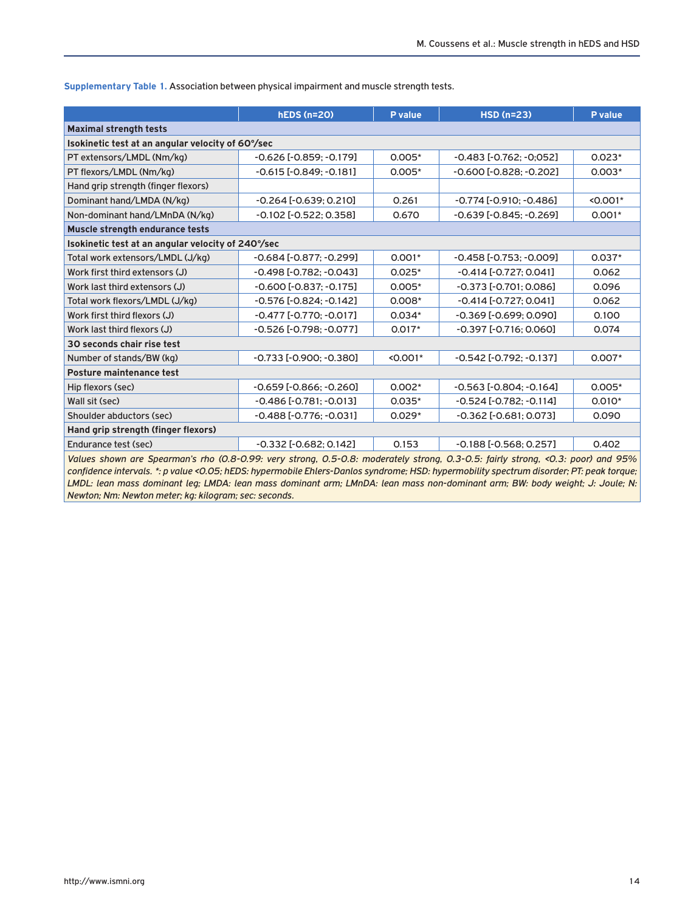**Supplementary Table 1.** Association between physical impairment and muscle strength tests.

| | hEDS (n=20) | P value | HSD (n=23) | P value |
|---|---|---|---|---|
| **Maximal strength tests** | | | | |
| **Isokinetic test at an angular velocity of 60°/sec** | | | | |
| PT extensors/LMDL (Nm/kg) | -0.626 [-0.859; -0.179] | 0.005* | -0.483 [-0.762; -0;052] | 0.023* |
| PT flexors/LMDL (Nm/kg) | -0.615 [-0.849; -0.181] | 0.005* | -0.600 [-0.828; -0.202] | 0.003* |
| Hand grip strength (finger flexors) | | | | |
| Dominant hand/LMDA (N/kg) | -0.264 [-0.639; 0.210] | 0.261 | -0.774 [-0.910; -0.486] | <0.001* |
| Non-dominant hand/LMnDA (N/kg) | -0.102 [-0.522; 0.358] | 0.670 | -0.639 [-0.845; -0.269] | 0.001* |
| **Muscle strength endurance tests** | | | | |
| **Isokinetic test at an angular velocity of 240°/sec** | | | | |
| Total work extensors/LMDL (J/kg) | -0.684 [-0.877; -0.299] | 0.001* | -0.458 [-0.753; -0.009] | 0.037* |
| Work first third extensors (J) | -0.498 [-0.782; -0.043] | 0.025* | -0.414 [-0.727; 0.041] | 0.062 |
| Work last third extensors (J) | -0.600 [-0.837; -0.175] | 0.005* | -0.373 [-0.701; 0.086] | 0.096 |
| Total work flexors/LMDL (J/kg) | -0.576 [-0.824; -0.142] | 0.008* | -0.414 [-0.727; 0.041] | 0.062 |
| Work first third flexors (J) | -0.477 [-0.770; -0.017] | 0.034* | -0.369 [-0.699; 0.090] | 0.100 |
| Work last third flexors (J) | -0.526 [-0.798; -0.077] | 0.017* | -0.397 [-0.716; 0.060] | 0.074 |
| **30 seconds chair rise test** | | | | |
| Number of stands/BW (kg) | -0.733 [-0.900; -0.380] | <0.001* | -0.542 [-0.792; -0.137] | 0.007* |
| **Posture maintenance test** | | | | |
| Hip flexors (sec) | -0.659 [-0.866; -0.260] | 0.002* | -0.563 [-0.804; -0.164] | 0.005* |
| Wall sit (sec) | -0.486 [-0.781; -0.013] | 0.035* | -0.524 [-0.782; -0.114] | 0.010* |
| Shoulder abductors (sec) | -0.488 [-0.776; -0.031] | 0.029* | -0.362 [-0.681; 0.073] | 0.090 |
| **Hand grip strength (finger flexors)** | | | | |
| Endurance test (sec) | -0.332 [-0.682; 0.142] | 0.153 | -0.188 [-0.568; 0.257] | 0.402 |

*Values shown are Spearman's rho (0.8-0.99: very strong, 0.5-0.8: moderately strong, 0.3-0.5: fairly strong, <0.3: poor) and 95% confidence intervals. *: p value <0.05; hEDS: hypermobile Ehlers-Danlos syndrome; HSD: hypermobility spectrum disorder; PT: peak torque; LMDL: lean mass dominant leg; LMDA: lean mass dominant arm; LMnDA: lean mass non-dominant arm; BW: body weight; J: Joule; N: Newton; Nm: Newton meter; kg: kilogram; sec: seconds.*